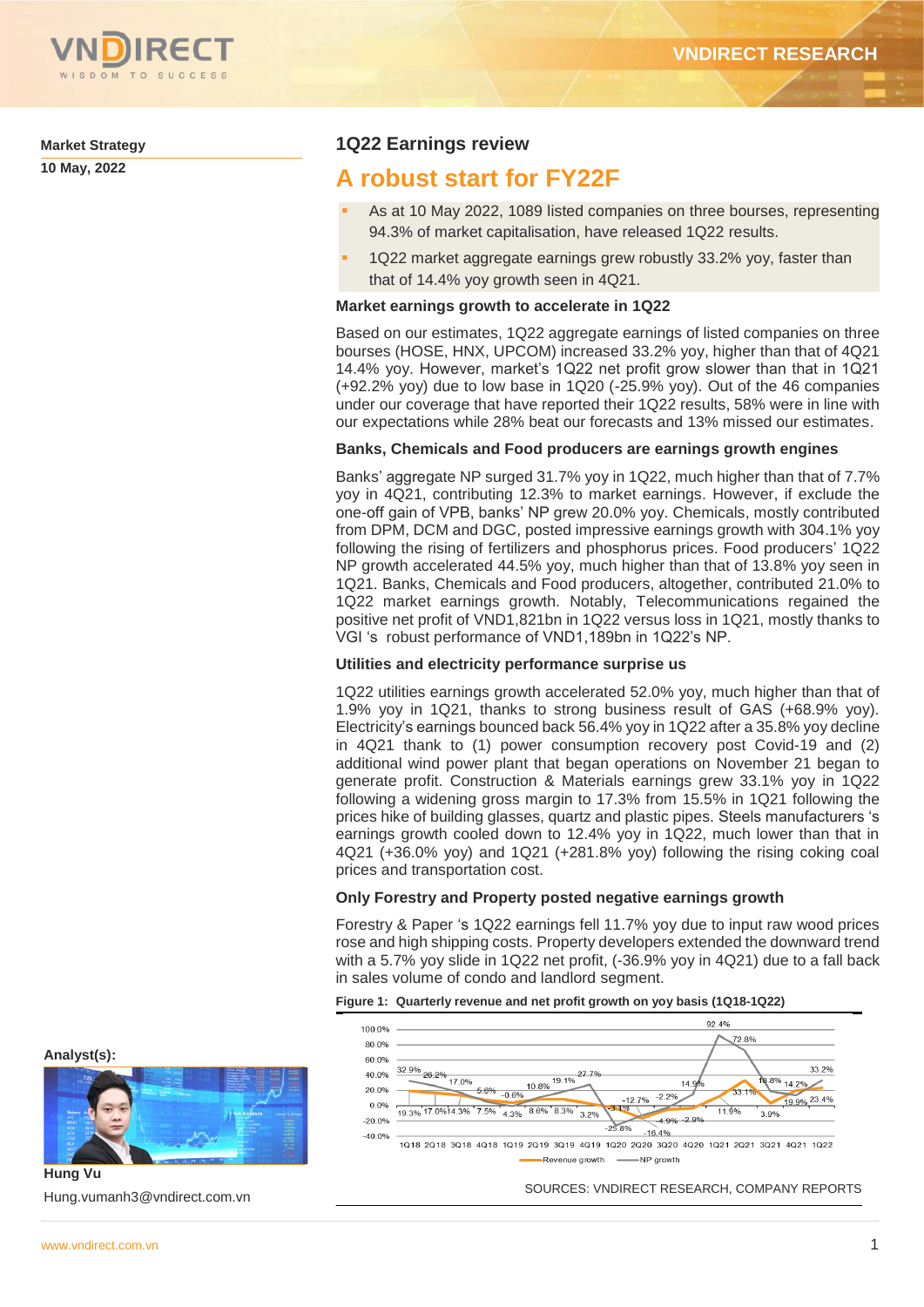**Market Strategy**

**10 May, 2022**

## 1Q22 Earnings review

# A robust start for FY22F

- As at 10 May 2022, 1089 listed companies on three bourses, representing 94.3% of market capitalisation, have released 1Q22 results.
- 1Q22 market aggregate earnings grew robustly 33.2% yoy, faster than that of 14.4% yoy growth seen in 4Q21.

### Market earnings growth to accelerate in 1Q22

Based on our estimates, 1Q22 aggregate earnings of listed companies on three bourses (HOSE, HNX, UPCOM) increased 33.2% yoy, higher than that of 4Q21 14.4% yoy. However, market's 1Q22 net profit grow slower than that in 1Q21 (+92.2% yoy) due to low base in 1Q20 (-25.9% yoy). Out of the 46 companies under our coverage that have reported their 1Q22 results, 58% were in line with our expectations while 28% beat our forecasts and 13% missed our estimates.

### Banks, Chemicals and Food producers are earnings growth engines

Banks' aggregate NP surged 31.7% yoy in 1Q22, much higher than that of 7.7% yoy in 4Q21, contributing 12.3% to market earnings. However, if exclude the one-off gain of VPB, banks' NP grew 20.0% yoy. Chemicals, mostly contributed from DPM, DCM and DGC, posted impressive earnings growth with 304.1% yoy following the rising of fertilizers and phosphorus prices. Food producers' 1Q22 NP growth accelerated 44.5% yoy, much higher than that of 13.8% yoy seen in 1Q21. Banks, Chemicals and Food producers, altogether, contributed 21.0% to 1Q22 market earnings growth. Notably, Telecommunications regained the positive net profit of VND1,821bn in 1Q22 versus loss in 1Q21, mostly thanks to VGI 's robust performance of VND1,189bn in 1Q22's NP.

### Utilities and electricity performance surprise us

1Q22 utilities earnings growth accelerated 52.0% yoy, much higher than that of 1.9% yoy in 1Q21, thanks to strong business result of GAS (+68.9% yoy). Electricity's earnings bounced back 56.4% yoy in 1Q22 after a 35.8% yoy decline in 4Q21 thank to (1) power consumption recovery post Covid-19 and (2) additional wind power plant that began operations on November 21 began to generate profit. Construction & Materials earnings grew 33.1% yoy in 1Q22 following a widening gross margin to 17.3% from 15.5% in 1Q21 following the prices hike of building glasses, quartz and plastic pipes. Steels manufacturers 's earnings growth cooled down to 12.4% yoy in 1Q22, much lower than that in 4Q21 (+36.0% yoy) and 1Q21 (+281.8% yoy) following the rising coking coal prices and transportation cost.

### Only Forestry and Property posted negative earnings growth

Forestry & Paper 's 1Q22 earnings fell 11.7% yoy due to input raw wood prices rose and high shipping costs. Property developers extended the downward trend with a 5.7% yoy slide in 1Q22 net profit, (-36.9% yoy in 4Q21) due to a fall back in sales volume of condo and landlord segment.

**Figure 1: Quarterly revenue and net profit growth on yoy basis (1Q18-1Q22)**

| Quarter | Revenue growth | NP growth |
|---|---|---|
| 1Q18 | 19.3% | 32.9% |
| 2Q18 | 17.0% | 26.2% |
| 3Q18 | 14.3% | 17.0% |
| 4Q18 | 7.5% | 5.6% |
| 1Q19 | 4.3% | -0.6% |
| 2Q19 | 8.6% | 10.8% |
| 3Q19 | 8.3% | 19.1% |
| 4Q19 | 3.2% | 27.7% |
| 1Q20 | -3.1% | -25.8% |
| 2Q20 | -12.7% | -16.4% |
| 3Q20 | -4.9% | -2.2% |
| 4Q20 | -2.9% | 14.9% |
| 1Q21 | 11.9% | 92.4% |
| 2Q21 | 33.1% | 72.8% |
| 3Q21 | 3.9% | 18.8% |
| 4Q21 | 19.9% | 14.2% |
| 1Q22 | 23.4% | 33.2% |

SOURCES: VNDIRECT RESEARCH, COMPANY REPORTS

**Analyst(s):**

**Hung Vu**

Hung.vumanh3@vndirect.com.vn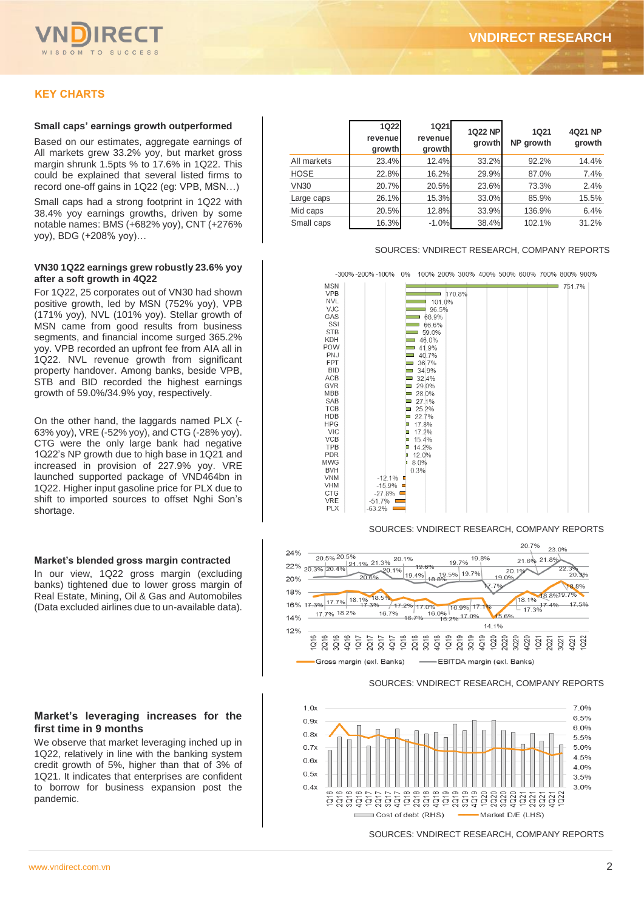## KEY CHARTS

**Small caps' earnings growth outperformed**

Based on our estimates, aggregate earnings of All markets grew 33.2% yoy, but market gross margin shrunk 1.5pts % to 17.6% in 1Q22. This could be explained that several listed firms to record one-off gains in 1Q22 (eg: VPB, MSN…)

Small caps had a strong footprint in 1Q22 with 38.4% yoy earnings growths, driven by some notable names: BMS (+682% yoy), CNT (+276% yoy), BDG (+208% yoy)…

| | 1Q22 revenue growth | 1Q21 revenue growth | 1Q22 NP growth | 1Q21 NP growth | 4Q21 NP growth |
|---|---|---|---|---|---|
| All markets | 23.4% | 12.4% | 33.2% | 92.2% | 14.4% |
| HOSE | 22.8% | 16.2% | 29.9% | 87.0% | 7.4% |
| VN30 | 20.7% | 20.5% | 23.6% | 73.3% | 2.4% |
| Large caps | 26.1% | 15.3% | 33.0% | 85.9% | 15.5% |
| Mid caps | 20.5% | 12.8% | 33.9% | 136.9% | 6.4% |
| Small caps | 16.3% | -1.0% | 38.4% | 102.1% | 31.2% |

SOURCES: VNDIRECT RESEARCH, COMPANY REPORTS

**VN30 1Q22 earnings grew robustly 23.6% yoy after a soft growth in 4Q22**

For 1Q22, 25 corporates out of VN30 had shown positive growth, led by MSN (752% yoy), VPB (171% yoy), NVL (101% yoy). Stellar growth of MSN came from good results from business segments, and financial income surged 365.2% yoy. VPB recorded an upfront fee from AIA all in 1Q22. NVL revenue growth from significant property handover. Among banks, beside VPB, STB and BID recorded the highest earnings growth of 59.0%/34.9% yoy, respectively.

On the other hand, the laggards named PLX (-63% yoy), VRE (-52% yoy), and CTG (-28% yoy). CTG were the only large bank had negative 1Q22's NP growth due to high base in 1Q21 and increased in provision of 227.9% yoy. VRE launched supported package of VND464bn in 1Q22. Higher input gasoline price for PLX due to shift to imported sources to offset Nghi Son's shortage.

SOURCES: VNDIRECT RESEARCH, COMPANY REPORTS

**Market's blended gross margin contracted**

In our view, 1Q22 gross margin (excluding banks) tightened due to lower gross margin of Real Estate, Mining, Oil & Gas and Automobiles (Data excluded airlines due to un-available data).

SOURCES: VNDIRECT RESEARCH, COMPANY REPORTS

**Market's leveraging increases for the first time in 9 months**

We observe that market leveraging inched up in 1Q22, relatively in line with the banking system credit growth of 5%, higher than that of 3% of 1Q21. It indicates that enterprises are confident to borrow for business expansion post the pandemic.

SOURCES: VNDIRECT RESEARCH, COMPANY REPORTS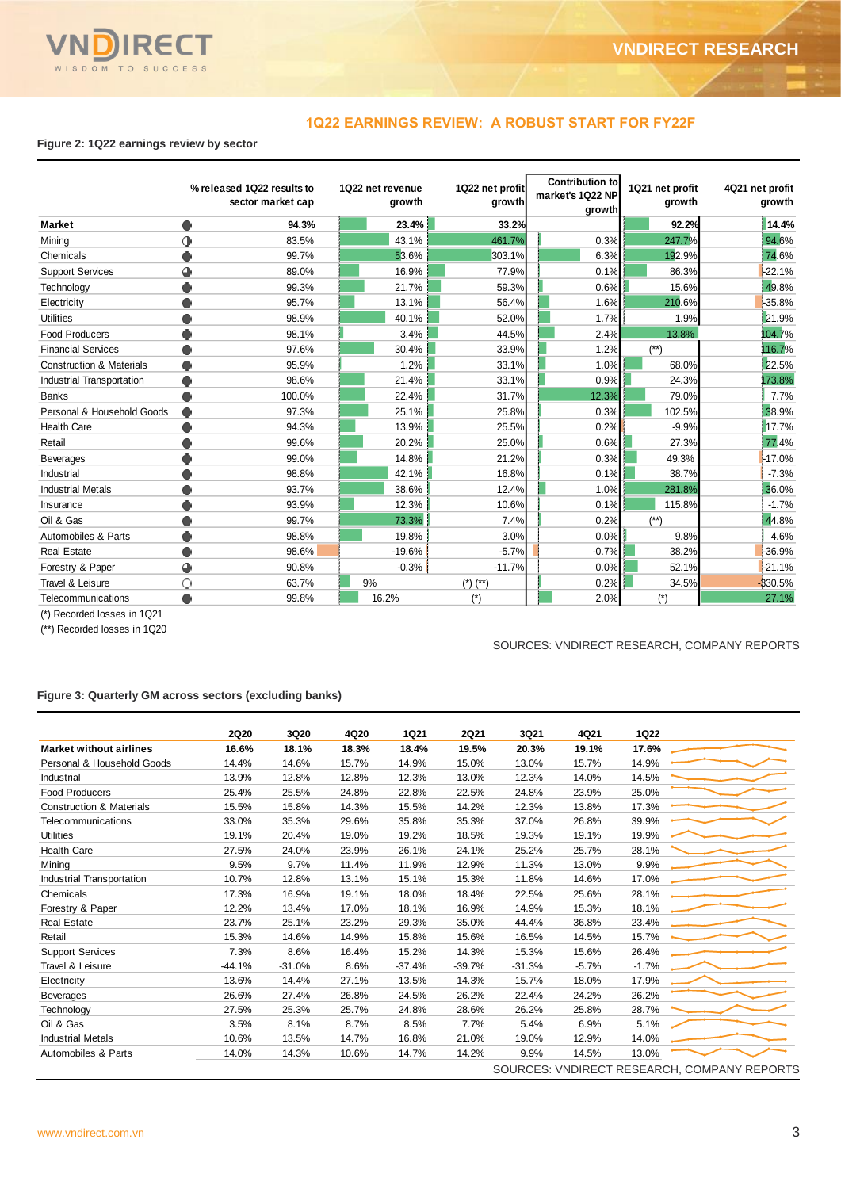## 1Q22 EARNINGS REVIEW: A ROBUST START FOR FY22F

**Figure 2: 1Q22 earnings review by sector**

| | % released 1Q22 results to sector market cap | 1Q22 net revenue growth | 1Q22 net profit growth | Contribution to market's 1Q22 NP growth | 1Q21 net profit growth | 4Q21 net profit growth |
|---|---|---|---|---|---|---|
| **Market** | **94.3%** | **23.4%** | **33.2%** | | **92.2%** | **14.4%** |
| Mining | 83.5% | 43.1% | 461.7% | 0.3% | 247.7% | 94.6% |
| Chemicals | 99.7% | 53.6% | 303.1% | 6.3% | 192.9% | 74.6% |
| Support Services | 89.0% | 16.9% | 77.9% | 0.1% | 86.3% | -22.1% |
| Technology | 99.3% | 21.7% | 59.3% | 0.6% | 15.6% | 49.8% |
| Electricity | 95.7% | 13.1% | 56.4% | 1.6% | 210.6% | -35.8% |
| Utilities | 98.9% | 40.1% | 52.0% | 1.7% | 1.9% | 21.9% |
| Food Producers | 98.1% | 3.4% | 44.5% | 2.4% | 13.8% | 104.7% |
| Financial Services | 97.6% | 30.4% | 33.9% | 1.2% | (**) | 116.7% |
| Construction & Materials | 95.9% | 1.2% | 33.1% | 1.0% | 68.0% | 22.5% |
| Industrial Transportation | 98.6% | 21.4% | 33.1% | 0.9% | 24.3% | 173.8% |
| Banks | 100.0% | 22.4% | 31.7% | 12.3% | 79.0% | 7.7% |
| Personal & Household Goods | 97.3% | 25.1% | 25.8% | 0.3% | 102.5% | 38.9% |
| Health Care | 94.3% | 13.9% | 25.5% | 0.2% | -9.9% | 17.7% |
| Retail | 99.6% | 20.2% | 25.0% | 0.6% | 27.3% | 77.4% |
| Beverages | 99.0% | 14.8% | 21.2% | 0.3% | 49.3% | -17.0% |
| Industrial | 98.8% | 42.1% | 16.8% | 0.1% | 38.7% | -7.3% |
| Industrial Metals | 93.7% | 38.6% | 12.4% | 1.0% | 281.8% | 36.0% |
| Insurance | 93.9% | 12.3% | 10.6% | 0.1% | 115.8% | -1.7% |
| Oil & Gas | 99.7% | 73.3% | 7.4% | 0.2% | (**) | 44.8% |
| Automobiles & Parts | 98.8% | 19.8% | 3.0% | 0.0% | 9.8% | 4.6% |
| Real Estate | 98.6% | -19.6% | -5.7% | -0.7% | 38.2% | -36.9% |
| Forestry & Paper | 90.8% | -0.3% | -11.7% | 0.0% | 52.1% | -21.1% |
| Travel & Leisure | 63.7% | 9% | (*) (**) | 0.2% | 34.5% | -330.5% |
| Telecommunications | 99.8% | 16.2% | (*) | 2.0% | (*) | 27.1% |

(*) Recorded losses in 1Q21

(**) Recorded losses in 1Q20

SOURCES: VNDIRECT RESEARCH, COMPANY REPORTS

**Figure 3: Quarterly GM across sectors (excluding banks)**

| | 2Q20 | 3Q20 | 4Q20 | 1Q21 | 2Q21 | 3Q21 | 4Q21 | 1Q22 |
|---|---|---|---|---|---|---|---|---|
| **Market without airlines** | **16.6%** | **18.1%** | **18.3%** | **18.4%** | **19.5%** | **20.3%** | **19.1%** | **17.6%** |
| Personal & Household Goods | 14.4% | 14.6% | 15.7% | 14.9% | 15.0% | 13.0% | 15.7% | 14.9% |
| Industrial | 13.9% | 12.8% | 12.8% | 12.3% | 13.0% | 12.3% | 14.0% | 14.5% |
| Food Producers | 25.4% | 25.5% | 24.8% | 22.8% | 22.5% | 24.8% | 23.9% | 25.0% |
| Construction & Materials | 15.5% | 15.8% | 14.3% | 15.5% | 14.2% | 12.3% | 13.8% | 17.3% |
| Telecommunications | 33.0% | 35.3% | 29.6% | 35.8% | 35.3% | 37.0% | 26.8% | 39.9% |
| Utilities | 19.1% | 20.4% | 19.0% | 19.2% | 18.5% | 19.3% | 19.1% | 19.9% |
| Health Care | 27.5% | 24.0% | 23.9% | 26.1% | 24.1% | 25.2% | 25.7% | 28.1% |
| Mining | 9.5% | 9.7% | 11.4% | 11.9% | 12.9% | 11.3% | 13.0% | 9.9% |
| Industrial Transportation | 10.7% | 12.8% | 13.1% | 15.1% | 15.3% | 11.8% | 14.6% | 17.0% |
| Chemicals | 17.3% | 16.9% | 19.1% | 18.0% | 18.4% | 22.5% | 25.6% | 28.1% |
| Forestry & Paper | 12.2% | 13.4% | 17.0% | 18.1% | 16.9% | 14.9% | 15.3% | 18.1% |
| Real Estate | 23.7% | 25.1% | 23.2% | 29.3% | 35.0% | 44.4% | 36.8% | 23.4% |
| Retail | 15.3% | 14.6% | 14.9% | 15.8% | 15.6% | 16.5% | 14.5% | 15.7% |
| Support Services | 7.3% | 8.6% | 16.4% | 15.2% | 14.3% | 15.3% | 15.6% | 26.4% |
| Travel & Leisure | -44.1% | -31.0% | 8.6% | -37.4% | -39.7% | -31.3% | -5.7% | -1.7% |
| Electricity | 13.6% | 14.4% | 27.1% | 13.5% | 14.3% | 15.7% | 18.0% | 17.9% |
| Beverages | 26.6% | 27.4% | 26.8% | 24.5% | 26.2% | 22.4% | 24.2% | 26.2% |
| Technology | 27.5% | 25.3% | 25.7% | 24.8% | 28.6% | 26.2% | 25.8% | 28.7% |
| Oil & Gas | 3.5% | 8.1% | 8.7% | 8.5% | 7.7% | 5.4% | 6.9% | 5.1% |
| Industrial Metals | 10.6% | 13.5% | 14.7% | 16.8% | 21.0% | 19.0% | 12.9% | 14.0% |
| Automobiles & Parts | 14.0% | 14.3% | 10.6% | 14.7% | 14.2% | 9.9% | 14.5% | 13.0% |

SOURCES: VNDIRECT RESEARCH, COMPANY REPORTS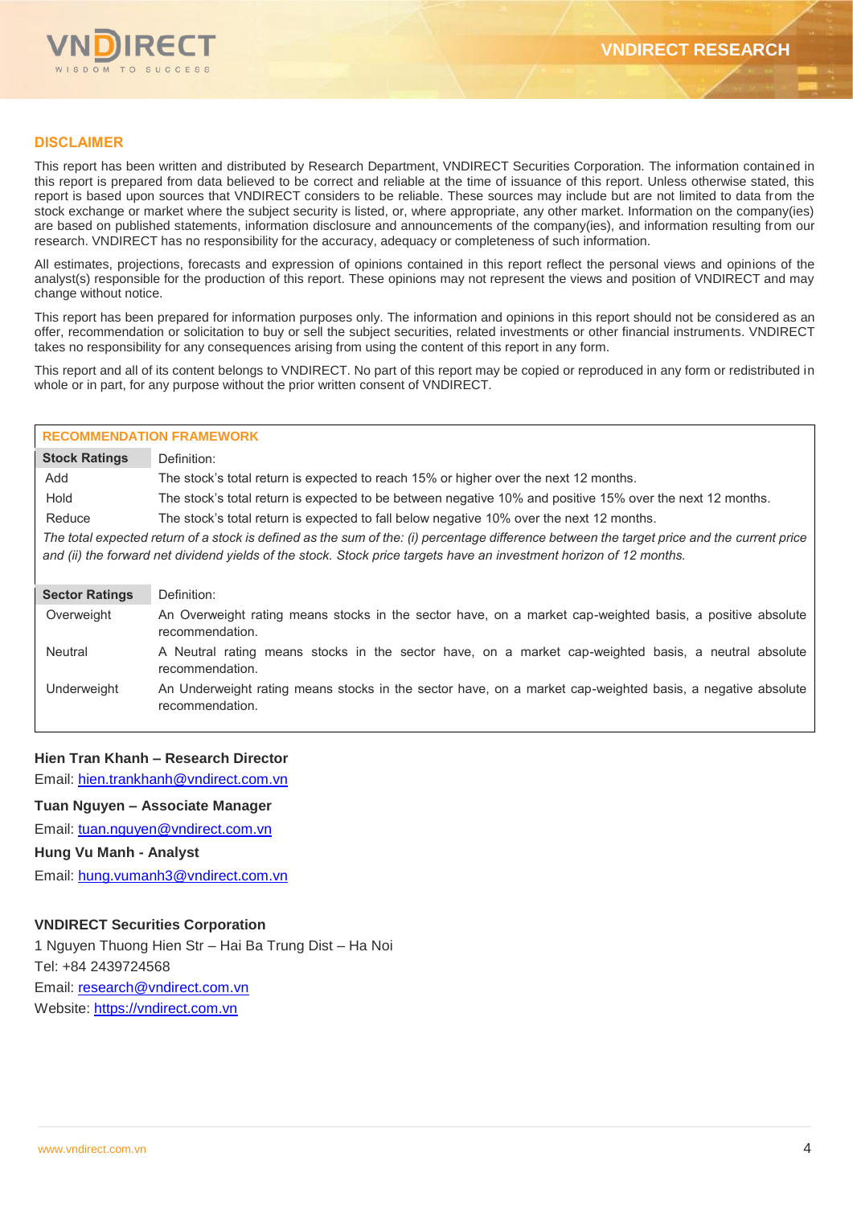## DISCLAIMER

This report has been written and distributed by Research Department, VNDIRECT Securities Corporation. The information contained in this report is prepared from data believed to be correct and reliable at the time of issuance of this report. Unless otherwise stated, this report is based upon sources that VNDIRECT considers to be reliable. These sources may include but are not limited to data from the stock exchange or market where the subject security is listed, or, where appropriate, any other market. Information on the company(ies) are based on published statements, information disclosure and announcements of the company(ies), and information resulting from our research. VNDIRECT has no responsibility for the accuracy, adequacy or completeness of such information.

All estimates, projections, forecasts and expression of opinions contained in this report reflect the personal views and opinions of the analyst(s) responsible for the production of this report. These opinions may not represent the views and position of VNDIRECT and may change without notice.

This report has been prepared for information purposes only. The information and opinions in this report should not be considered as an offer, recommendation or solicitation to buy or sell the subject securities, related investments or other financial instruments. VNDIRECT takes no responsibility for any consequences arising from using the content of this report in any form.

This report and all of its content belongs to VNDIRECT. No part of this report may be copied or reproduced in any form or redistributed in whole or in part, for any purpose without the prior written consent of VNDIRECT.

## RECOMMENDATION FRAMEWORK

| Stock Ratings | Definition: |
|---|---|
| Add | The stock's total return is expected to reach 15% or higher over the next 12 months. |
| Hold | The stock's total return is expected to be between negative 10% and positive 15% over the next 12 months. |
| Reduce | The stock's total return is expected to fall below negative 10% over the next 12 months. |

*The total expected return of a stock is defined as the sum of the: (i) percentage difference between the target price and the current price and (ii) the forward net dividend yields of the stock. Stock price targets have an investment horizon of 12 months.*

| Sector Ratings | Definition: |
|---|---|
| Overweight | An Overweight rating means stocks in the sector have, on a market cap-weighted basis, a positive absolute recommendation. |
| Neutral | A Neutral rating means stocks in the sector have, on a market cap-weighted basis, a neutral absolute recommendation. |
| Underweight | An Underweight rating means stocks in the sector have, on a market cap-weighted basis, a negative absolute recommendation. |

**Hien Tran Khanh – Research Director**
Email: hien.trankhanh@vndirect.com.vn

**Tuan Nguyen – Associate Manager**
Email: tuan.nguyen@vndirect.com.vn

**Hung Vu Manh - Analyst**
Email: hung.vumanh3@vndirect.com.vn

**VNDIRECT Securities Corporation**
1 Nguyen Thuong Hien Str – Hai Ba Trung Dist – Ha Noi
Tel: +84 2439724568
Email: research@vndirect.com.vn
Website: https://vndirect.com.vn